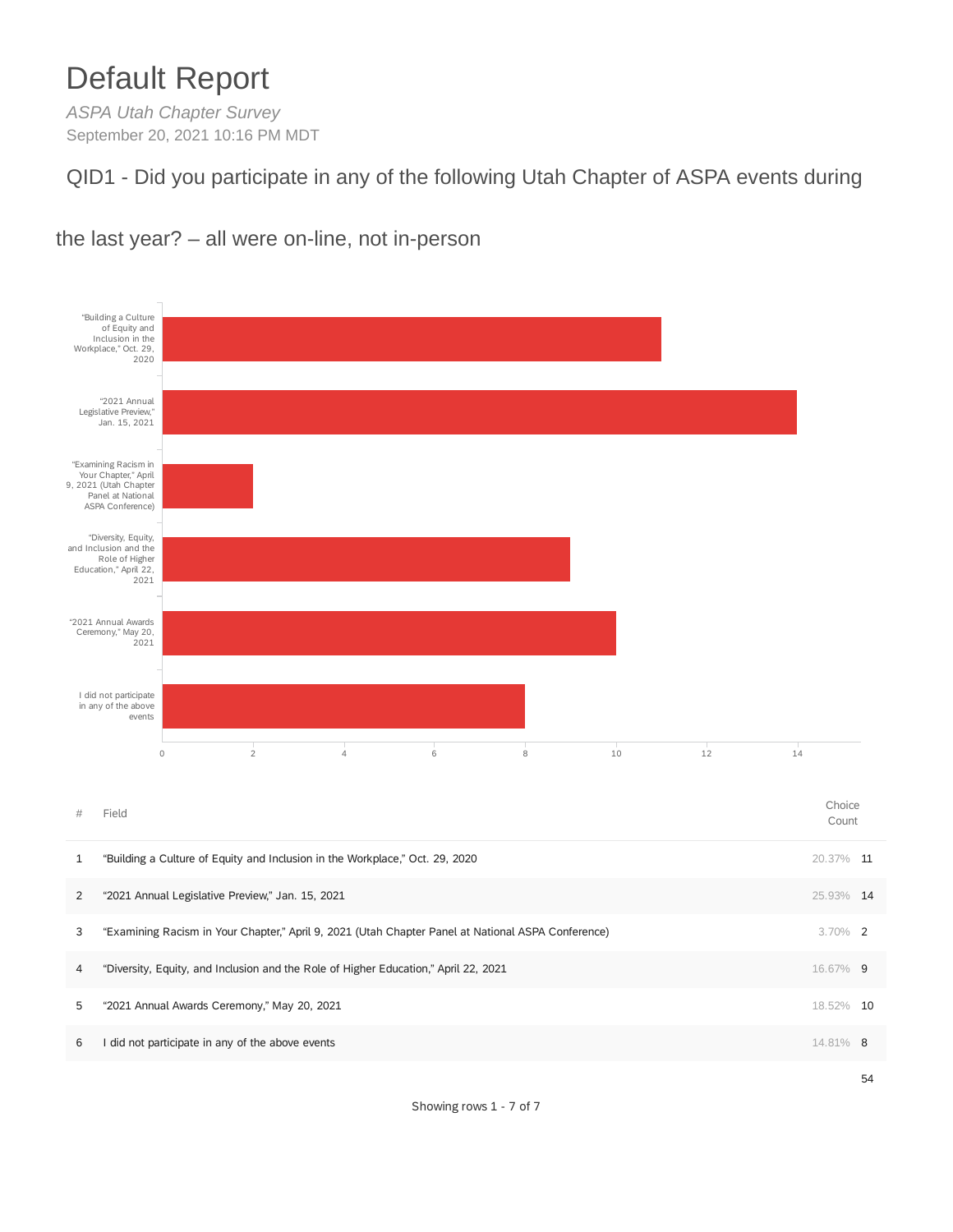# Default Report

*ASPA Utah Chapter Survey*

September 20, 2021 10:16 PM MDT

## QID1 - Did you participate in any of the following Utah Chapter of ASPA events during the last year? – all were on-line, not in-person

| # | Field | Choice Count | |
|---|---|---|---|
| 1 | "Building a Culture of Equity and Inclusion in the Workplace," Oct. 29, 2020 | 20.37% | 11 |
| 2 | "2021 Annual Legislative Preview," Jan. 15, 2021 | 25.93% | 14 |
| 3 | "Examining Racism in Your Chapter," April 9, 2021 (Utah Chapter Panel at National ASPA Conference) | 3.70% | 2 |
| 4 | "Diversity, Equity, and Inclusion and the Role of Higher Education," April 22, 2021 | 16.67% | 9 |
| 5 | "2021 Annual Awards Ceremony," May 20, 2021 | 18.52% | 10 |
| 6 | I did not participate in any of the above events | 14.81% | 8 |
| | | | 54 |

Showing rows 1 - 7 of 7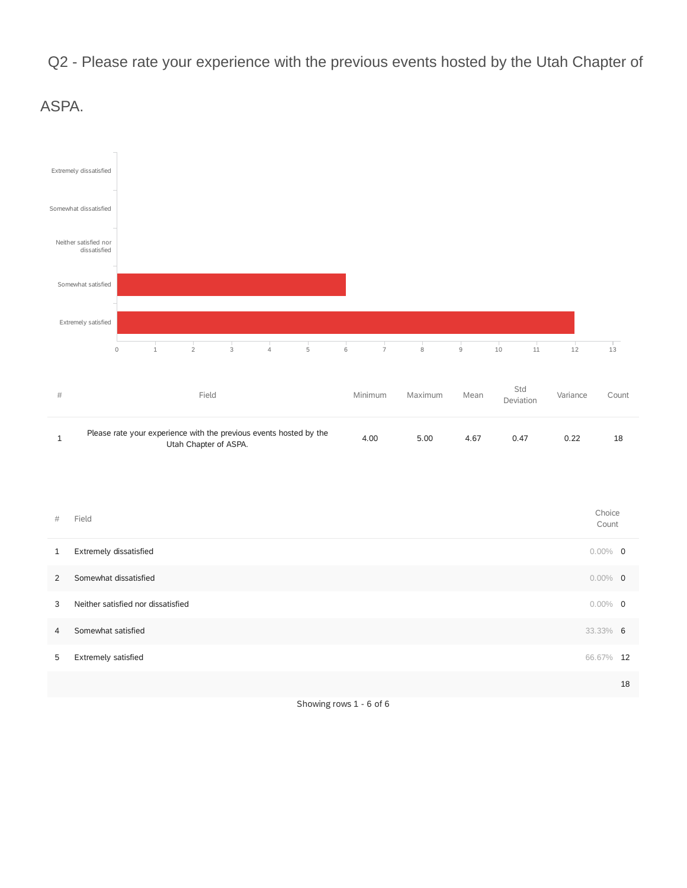## Q2 - Please rate your experience with the previous events hosted by the Utah Chapter of ASPA.

| # | Field | Minimum | Maximum | Mean | Std Deviation | Variance | Count |
|---|---|---|---|---|---|---|---|
| 1 | Please rate your experience with the previous events hosted by the Utah Chapter of ASPA. | 4.00 | 5.00 | 4.67 | 0.47 | 0.22 | 18 |

| # | Field | Choice Count | |
|---|---|---|---|
| 1 | Extremely dissatisfied | 0.00% | 0 |
| 2 | Somewhat dissatisfied | 0.00% | 0 |
| 3 | Neither satisfied nor dissatisfied | 0.00% | 0 |
| 4 | Somewhat satisfied | 33.33% | 6 |
| 5 | Extremely satisfied | 66.67% | 12 |
| | | | 18 |

Showing rows 1 - 6 of 6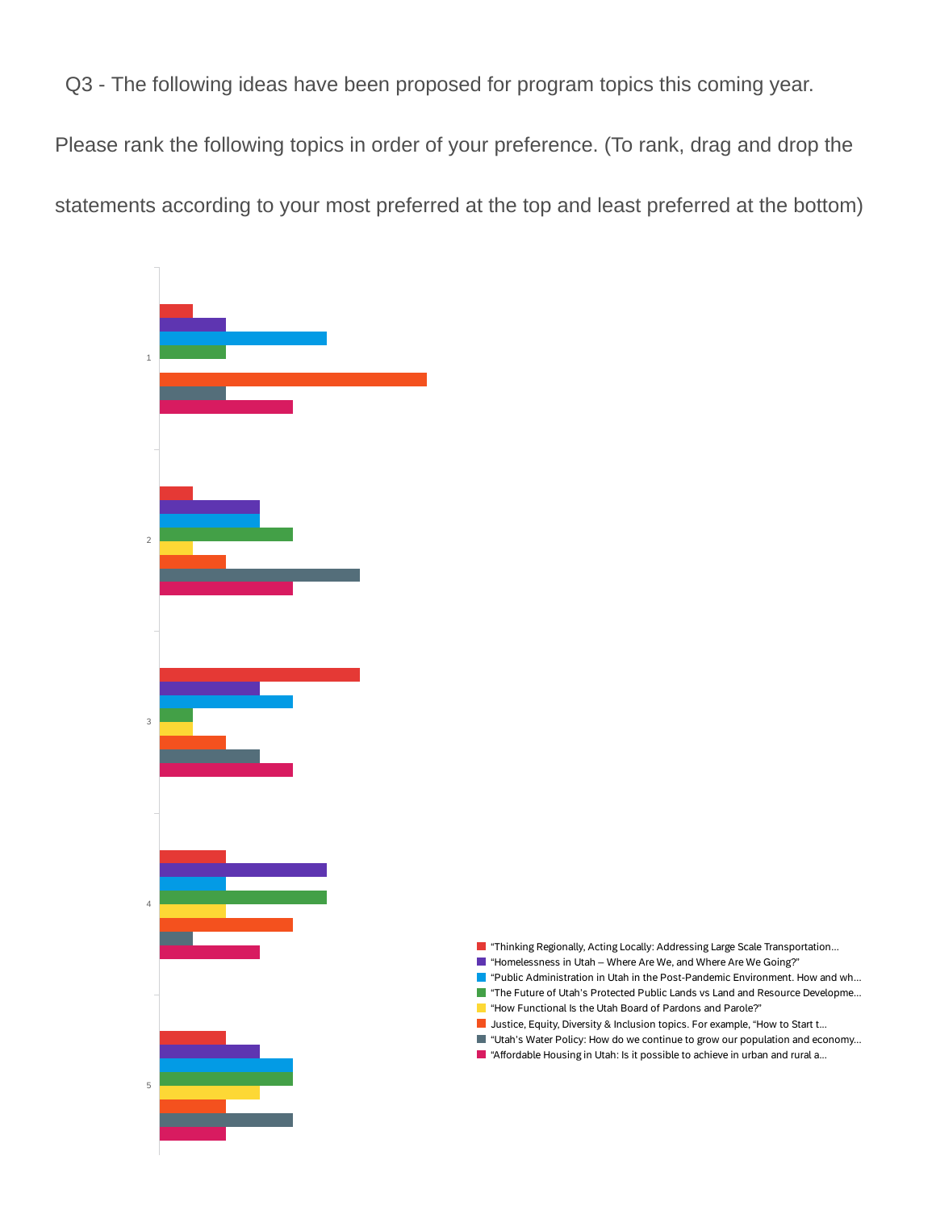Q3 - The following ideas have been proposed for program topics this coming year.

Please rank the following topics in order of your preference. (To rank, drag and drop the statements according to your most preferred at the top and least preferred at the bottom)

1

2

3

4

5

- "Thinking Regionally, Acting Locally: Addressing Large Scale Transportation...
- "Homelessness in Utah – Where Are We, and Where Are We Going?"
- "Public Administration in Utah in the Post-Pandemic Environment. How and wh...
- "The Future of Utah's Protected Public Lands vs Land and Resource Developme...
- "How Functional Is the Utah Board of Pardons and Parole?"
- Justice, Equity, Diversity & Inclusion topics. For example, "How to Start t...
- "Utah's Water Policy: How do we continue to grow our population and economy...
- "Affordable Housing in Utah: Is it possible to achieve in urban and rural a...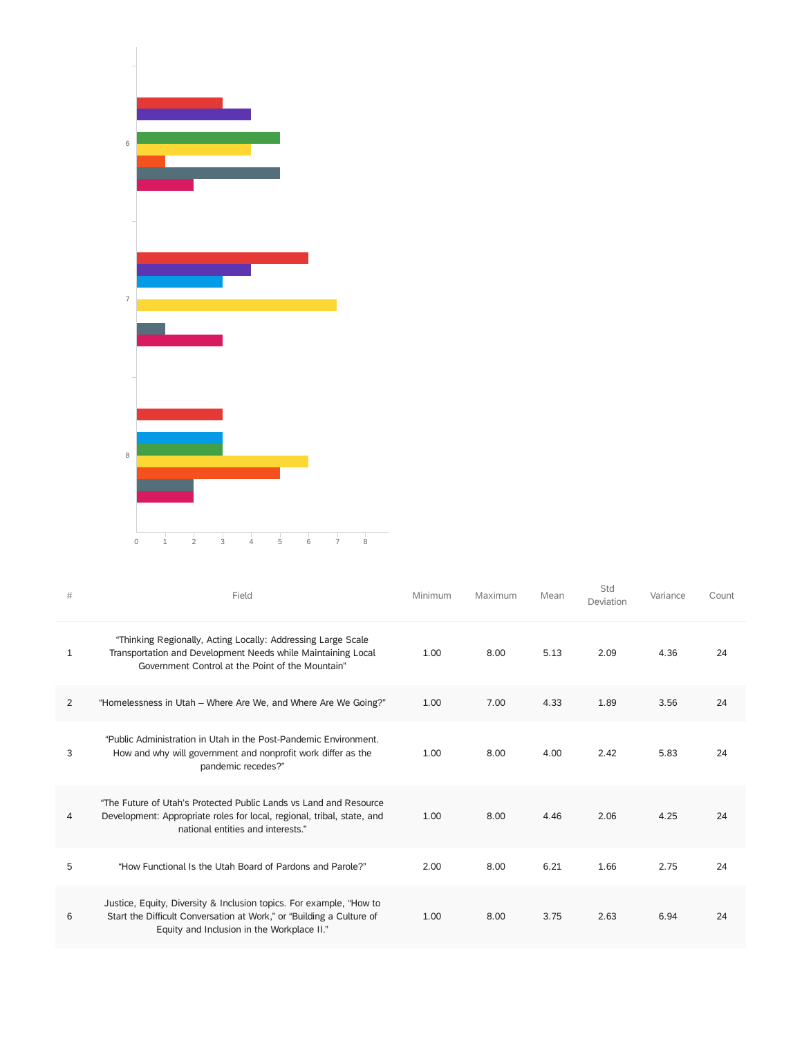| # | Field | Minimum | Maximum | Mean | Std Deviation | Variance | Count |
|---|---|---|---|---|---|---|---|
| 1 | “Thinking Regionally, Acting Locally: Addressing Large Scale Transportation and Development Needs while Maintaining Local Government Control at the Point of the Mountain” | 1.00 | 8.00 | 5.13 | 2.09 | 4.36 | 24 |
| 2 | “Homelessness in Utah – Where Are We, and Where Are We Going?” | 1.00 | 7.00 | 4.33 | 1.89 | 3.56 | 24 |
| 3 | “Public Administration in Utah in the Post-Pandemic Environment. How and why will government and nonprofit work differ as the pandemic recedes?” | 1.00 | 8.00 | 4.00 | 2.42 | 5.83 | 24 |
| 4 | “The Future of Utah's Protected Public Lands vs Land and Resource Development: Appropriate roles for local, regional, tribal, state, and national entities and interests.” | 1.00 | 8.00 | 4.46 | 2.06 | 4.25 | 24 |
| 5 | “How Functional Is the Utah Board of Pardons and Parole?” | 2.00 | 8.00 | 6.21 | 1.66 | 2.75 | 24 |
| 6 | Justice, Equity, Diversity & Inclusion topics. For example, “How to Start the Difficult Conversation at Work,” or “Building a Culture of Equity and Inclusion in the Workplace II.” | 1.00 | 8.00 | 3.75 | 2.63 | 6.94 | 24 |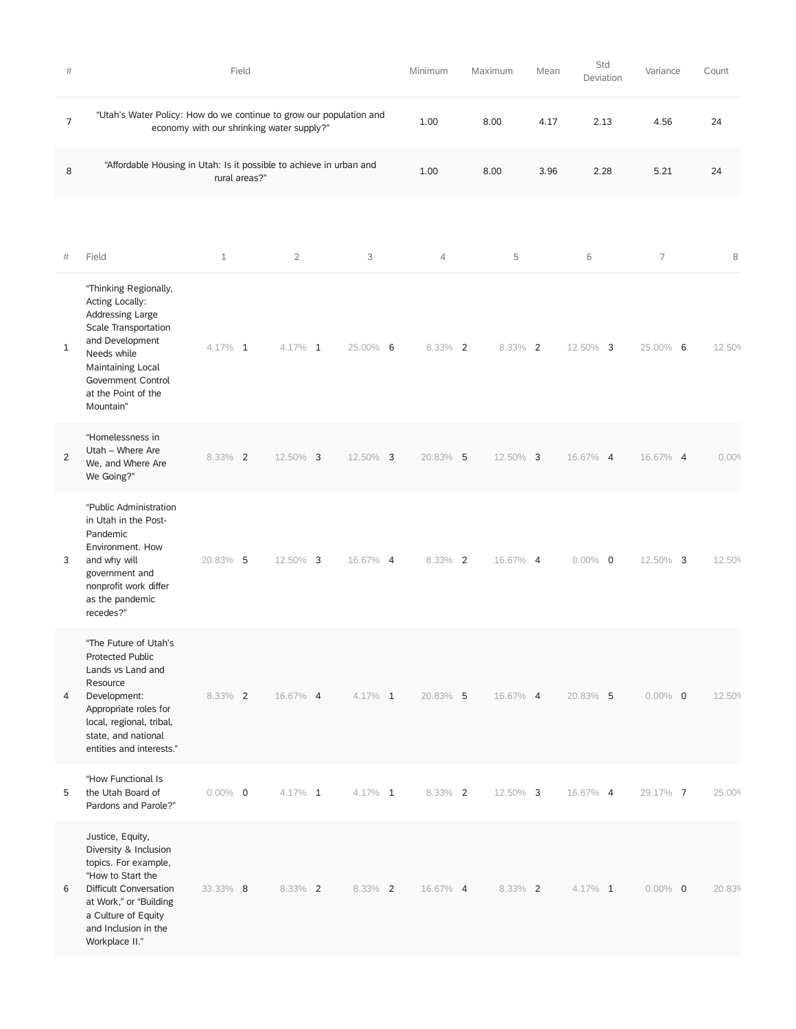| # | Field | Minimum | Maximum | Mean | Std Deviation | Variance | Count |
|---|---|---|---|---|---|---|---|
| 7 | "Utah's Water Policy: How do we continue to grow our population and economy with our shrinking water supply?" | 1.00 | 8.00 | 4.17 | 2.13 | 4.56 | 24 |
| 8 | "Affordable Housing in Utah: Is it possible to achieve in urban and rural areas?" | 1.00 | 8.00 | 3.96 | 2.28 | 5.21 | 24 |

| # | Field | 1 | 2 | 3 | 4 | 5 | 6 | 7 | 8 |
|---|---|---|---|---|---|---|---|---|---|
| 1 | "Thinking Regionally, Acting Locally: Addressing Large Scale Transportation and Development Needs while Maintaining Local Government Control at the Point of the Mountain" | 4.17% 1 | 4.17% 1 | 25.00% 6 | 8.33% 2 | 8.33% 2 | 12.50% 3 | 25.00% 6 | 12.50% |
| 2 | "Homelessness in Utah – Where Are We, and Where Are We Going?" | 8.33% 2 | 12.50% 3 | 12.50% 3 | 20.83% 5 | 12.50% 3 | 16.67% 4 | 16.67% 4 | 0.00% |
| 3 | "Public Administration in Utah in the Post-Pandemic Environment. How and why will government and nonprofit work differ as the pandemic recedes?" | 20.83% 5 | 12.50% 3 | 16.67% 4 | 8.33% 2 | 16.67% 4 | 0.00% 0 | 12.50% 3 | 12.50% |
| 4 | "The Future of Utah's Protected Public Lands vs Land and Resource Development: Appropriate roles for local, regional, tribal, state, and national entities and interests." | 8.33% 2 | 16.67% 4 | 4.17% 1 | 20.83% 5 | 16.67% 4 | 20.83% 5 | 0.00% 0 | 12.50% |
| 5 | "How Functional Is the Utah Board of Pardons and Parole?" | 0.00% 0 | 4.17% 1 | 4.17% 1 | 8.33% 2 | 12.50% 3 | 16.67% 4 | 29.17% 7 | 25.00% |
| 6 | Justice, Equity, Diversity & Inclusion topics. For example, "How to Start the Difficult Conversation at Work," or "Building a Culture of Equity and Inclusion in the Workplace II." | 33.33% 8 | 8.33% 2 | 8.33% 2 | 16.67% 4 | 8.33% 2 | 4.17% 1 | 0.00% 0 | 20.83% |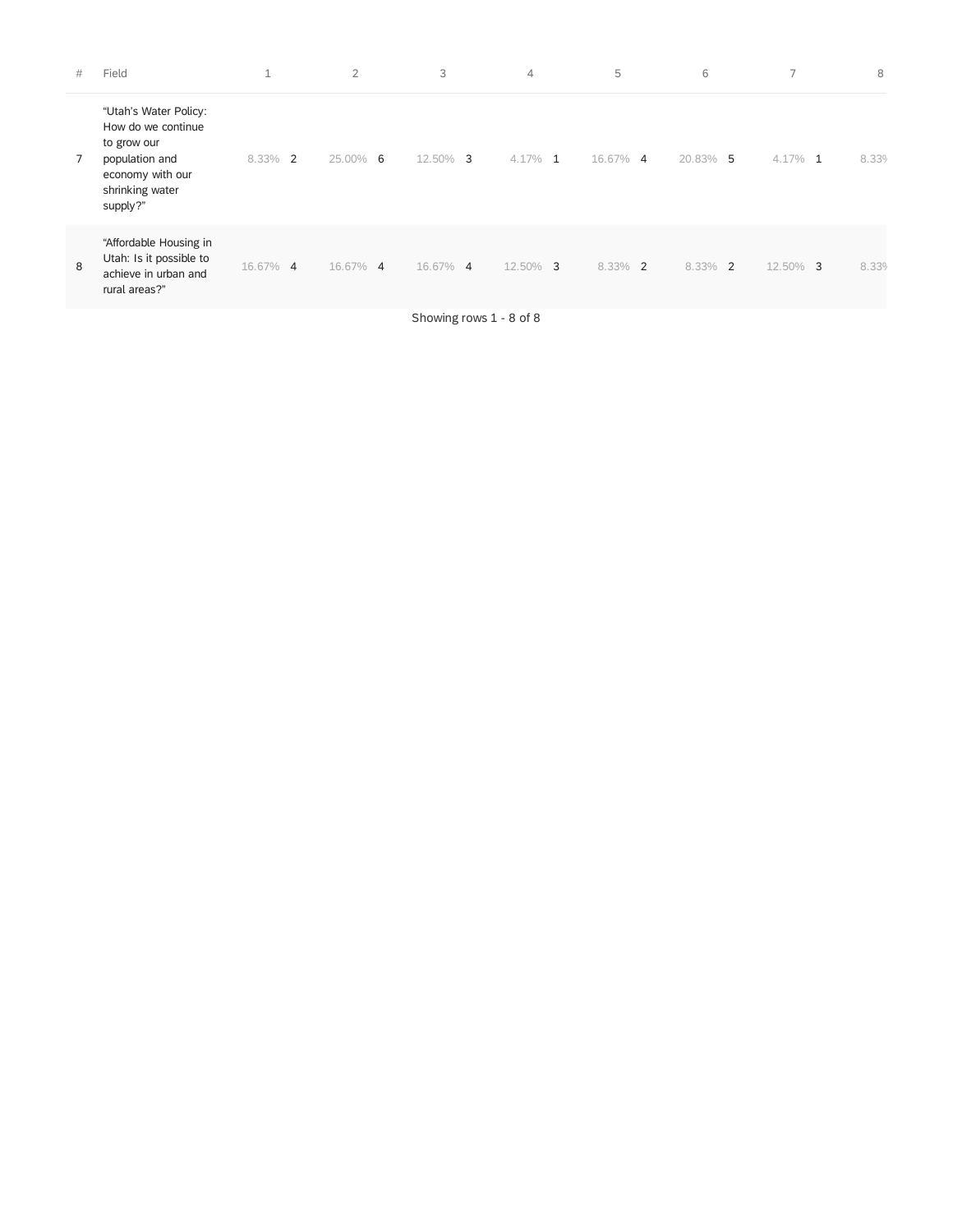| # | Field | 1 | | 2 | | 3 | | 4 | | 5 | | 6 | | 7 | | 8 |
|---|---|---|---|---|---|---|---|---|---|---|---|---|---|---|---|---|
| 7 | "Utah's Water Policy: How do we continue to grow our population and economy with our shrinking water supply?" | 8.33% | 2 | 25.00% | 6 | 12.50% | 3 | 4.17% | 1 | 16.67% | 4 | 20.83% | 5 | 4.17% | 1 | 8.33% |
| 8 | "Affordable Housing in Utah: Is it possible to achieve in urban and rural areas?" | 16.67% | 4 | 16.67% | 4 | 16.67% | 4 | 12.50% | 3 | 8.33% | 2 | 8.33% | 2 | 12.50% | 3 | 8.33% |

Showing rows 1 - 8 of 8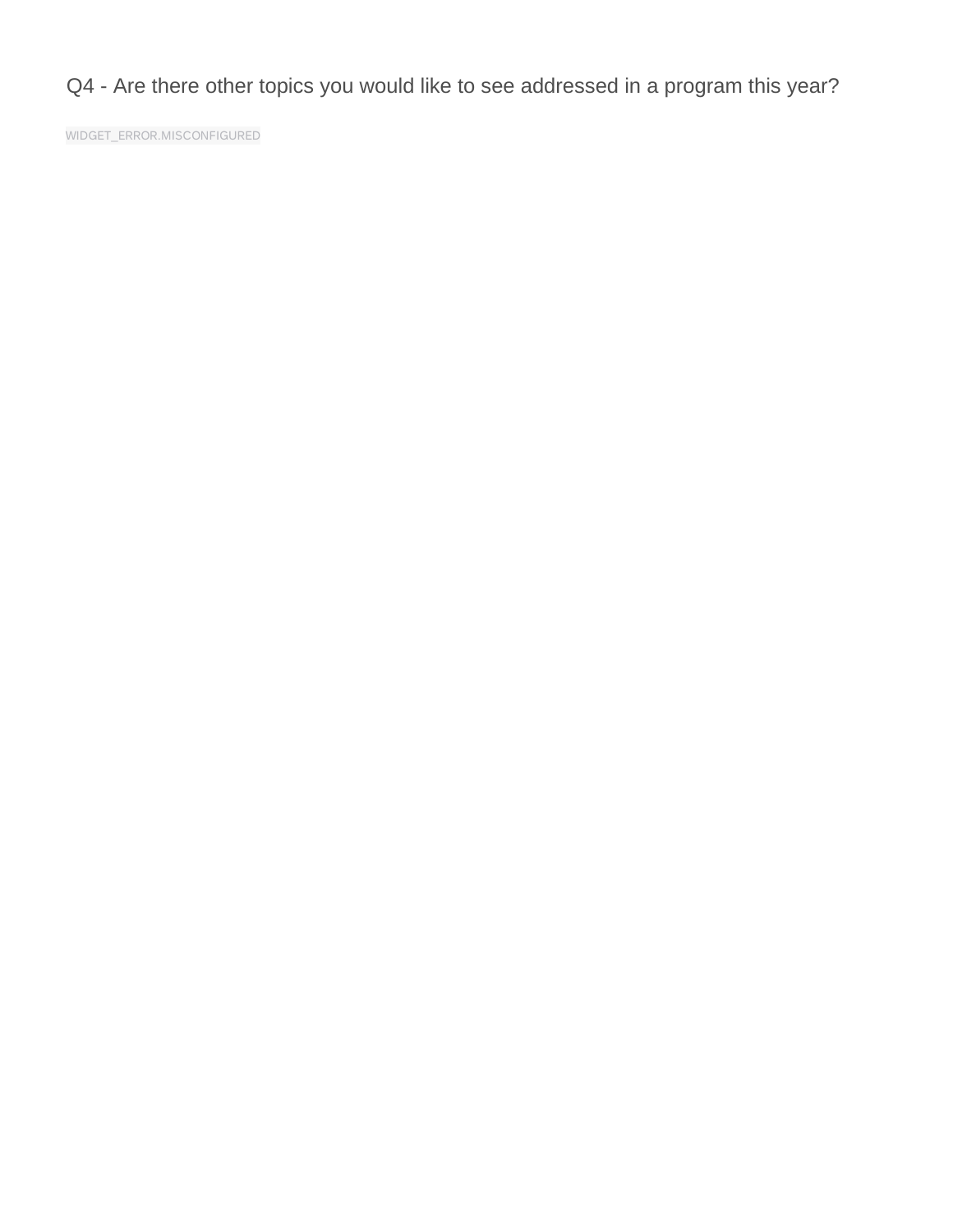## Q4 - Are there other topics you would like to see addressed in a program this year?

WIDGET_ERROR.MISCONFIGURED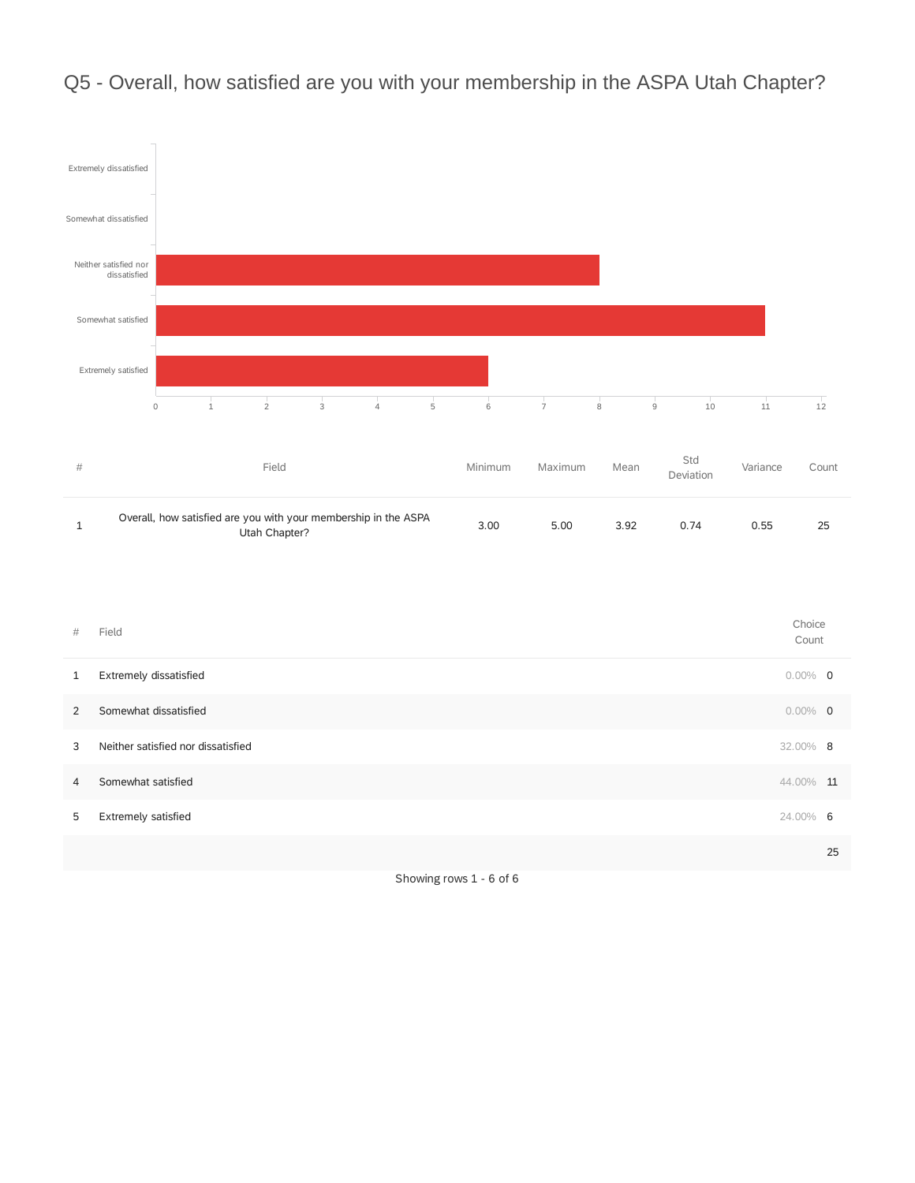# Q5 - Overall, how satisfied are you with your membership in the ASPA Utah Chapter?

| # | Field | Minimum | Maximum | Mean | Std Deviation | Variance | Count |
|---|---|---|---|---|---|---|---|
| 1 | Overall, how satisfied are you with your membership in the ASPA Utah Chapter? | 3.00 | 5.00 | 3.92 | 0.74 | 0.55 | 25 |

| # | Field | Choice Count | |
|---|---|---|---|
| 1 | Extremely dissatisfied | 0.00% | 0 |
| 2 | Somewhat dissatisfied | 0.00% | 0 |
| 3 | Neither satisfied nor dissatisfied | 32.00% | 8 |
| 4 | Somewhat satisfied | 44.00% | 11 |
| 5 | Extremely satisfied | 24.00% | 6 |
| | | | 25 |

Showing rows 1 - 6 of 6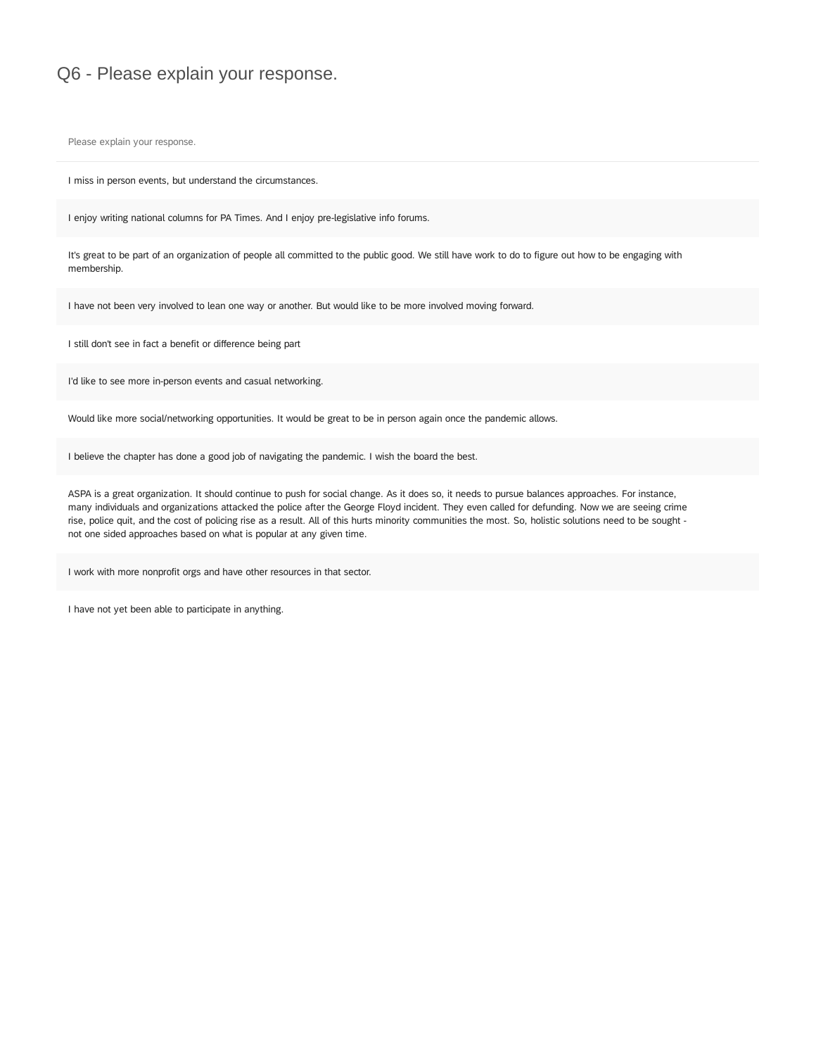# Q6 - Please explain your response.

| Please explain your response. |
| --- |
| I miss in person events, but understand the circumstances. |
| I enjoy writing national columns for PA Times. And I enjoy pre-legislative info forums. |
| It's great to be part of an organization of people all committed to the public good. We still have work to do to figure out how to be engaging with membership. |
| I have not been very involved to lean one way or another. But would like to be more involved moving forward. |
| I still don't see in fact a benefit or difference being part |
| I'd like to see more in-person events and casual networking. |
| Would like more social/networking opportunities. It would be great to be in person again once the pandemic allows. |
| I believe the chapter has done a good job of navigating the pandemic. I wish the board the best. |
| ASPA is a great organization. It should continue to push for social change. As it does so, it needs to pursue balances approaches. For instance, many individuals and organizations attacked the police after the George Floyd incident. They even called for defunding. Now we are seeing crime rise, police quit, and the cost of policing rise as a result. All of this hurts minority communities the most. So, holistic solutions need to be sought - not one sided approaches based on what is popular at any given time. |
| I work with more nonprofit orgs and have other resources in that sector. |
| I have not yet been able to participate in anything. |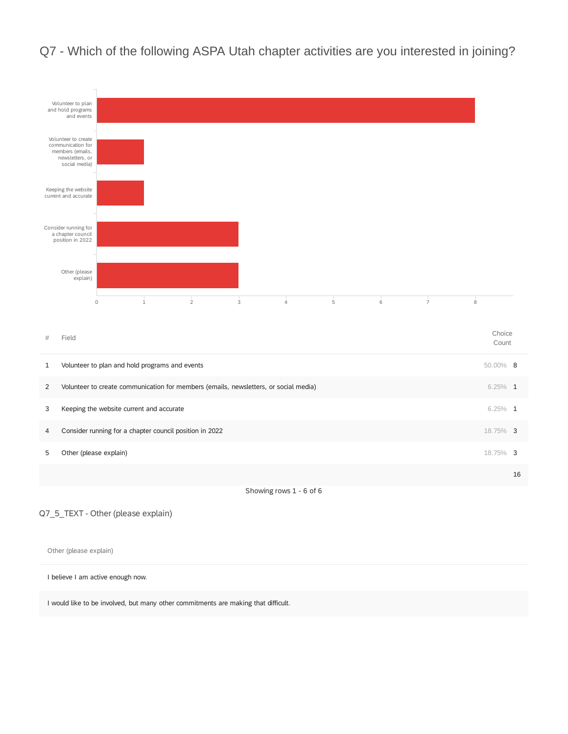## Q7 - Which of the following ASPA Utah chapter activities are you interested in joining?

| # | Field | Choice Count | |
|---|---|---|---|
| 1 | Volunteer to plan and hold programs and events | 50.00% | 8 |
| 2 | Volunteer to create communication for members (emails, newsletters, or social media) | 6.25% | 1 |
| 3 | Keeping the website current and accurate | 6.25% | 1 |
| 4 | Consider running for a chapter council position in 2022 | 18.75% | 3 |
| 5 | Other (please explain) | 18.75% | 3 |
| | | | 16 |

Showing rows 1 - 6 of 6

### Q7_5_TEXT - Other (please explain)

| Other (please explain) |
|---|
| I believe I am active enough now. |
| I would like to be involved, but many other commitments are making that difficult. |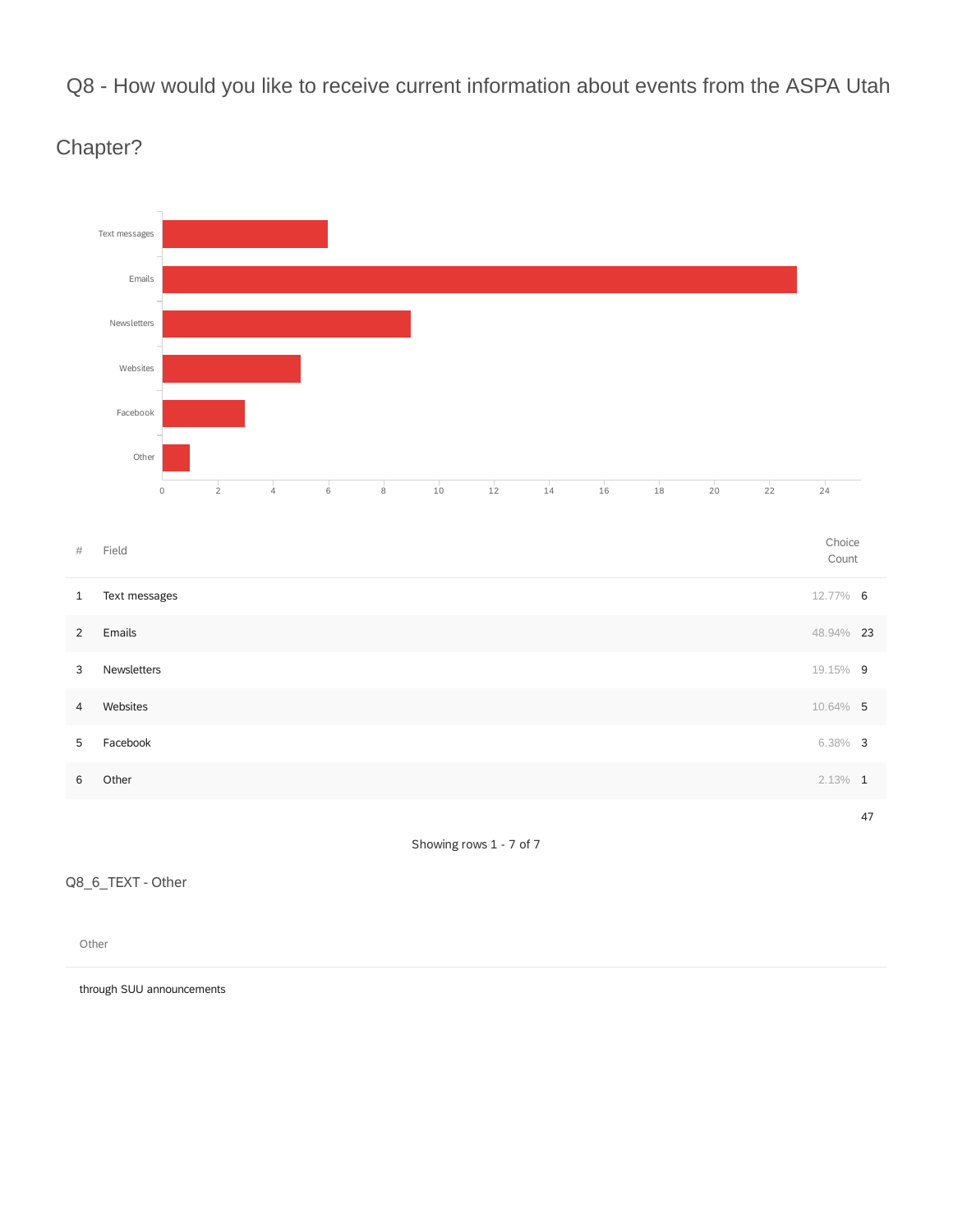## Q8 - How would you like to receive current information about events from the ASPA Utah Chapter?

| # | Field | Choice Count | |
|---|---|---|---|
| 1 | Text messages | 12.77% | 6 |
| 2 | Emails | 48.94% | 23 |
| 3 | Newsletters | 19.15% | 9 |
| 4 | Websites | 10.64% | 5 |
| 5 | Facebook | 6.38% | 3 |
| 6 | Other | 2.13% | 1 |
| | | | 47 |

Showing rows 1 - 7 of 7

Q8_6_TEXT - Other

| Other |
|---|
| through SUU announcements |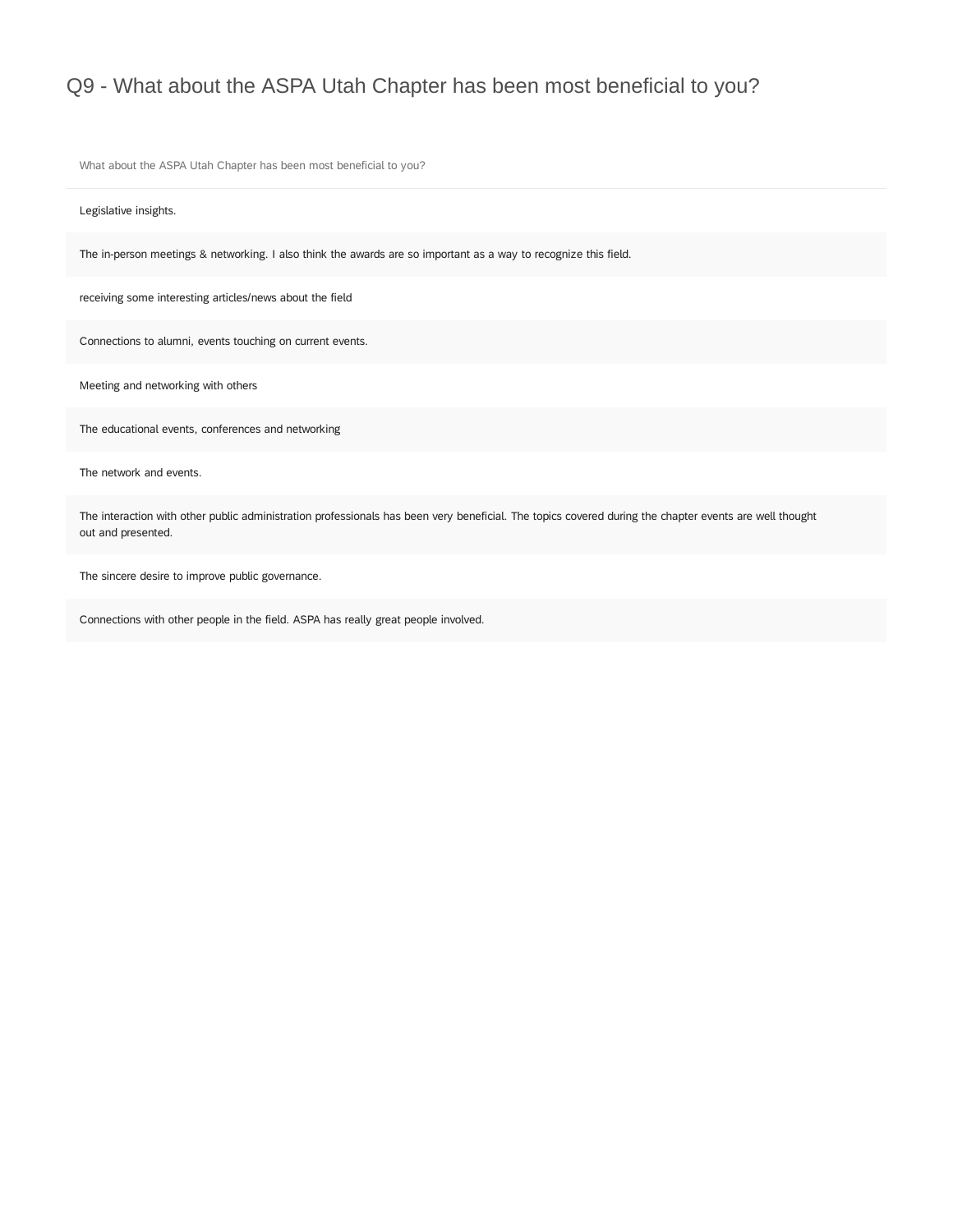# Q9 - What about the ASPA Utah Chapter has been most beneficial to you?

| What about the ASPA Utah Chapter has been most beneficial to you? |
| --- |
| Legislative insights. |
| The in-person meetings & networking. I also think the awards are so important as a way to recognize this field. |
| receiving some interesting articles/news about the field |
| Connections to alumni, events touching on current events. |
| Meeting and networking with others |
| The educational events, conferences and networking |
| The network and events. |
| The interaction with other public administration professionals has been very beneficial. The topics covered during the chapter events are well thought out and presented. |
| The sincere desire to improve public governance. |
| Connections with other people in the field. ASPA has really great people involved. |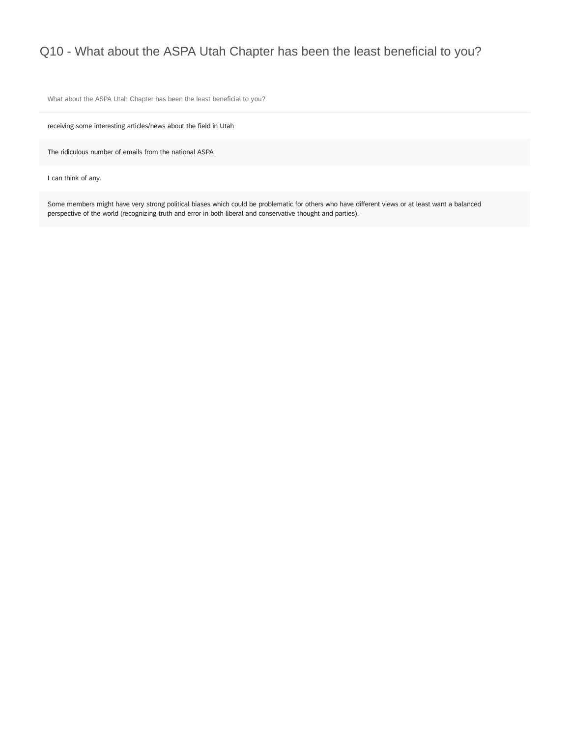# Q10 - What about the ASPA Utah Chapter has been the least beneficial to you?

| What about the ASPA Utah Chapter has been the least beneficial to you? |
|---|
| receiving some interesting articles/news about the field in Utah |
| The ridiculous number of emails from the national ASPA |
| I can think of any. |
| Some members might have very strong political biases which could be problematic for others who have different views or at least want a balanced perspective of the world (recognizing truth and error in both liberal and conservative thought and parties). |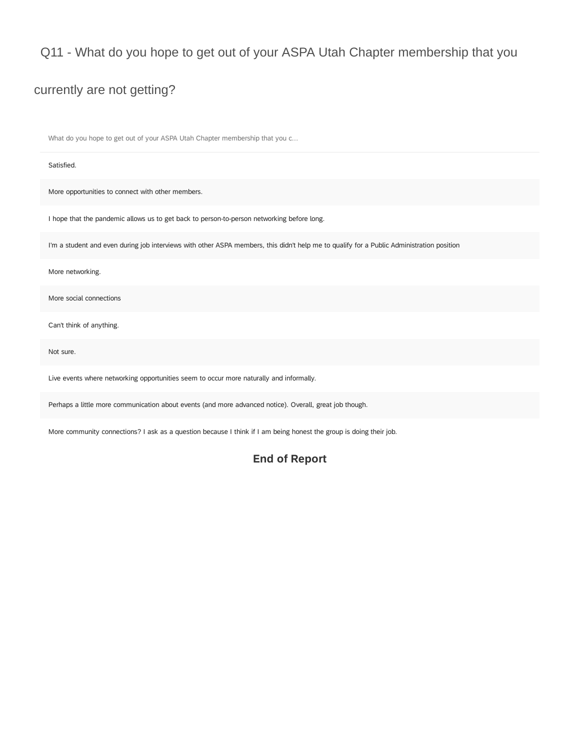## Q11 - What do you hope to get out of your ASPA Utah Chapter membership that you currently are not getting?

| What do you hope to get out of your ASPA Utah Chapter membership that you c... |
| --- |
| Satisfied. |
| More opportunities to connect with other members. |
| I hope that the pandemic allows us to get back to person-to-person networking before long. |
| I'm a student and even during job interviews with other ASPA members, this didn't help me to qualify for a Public Administration position |
| More networking. |
| More social connections |
| Can't think of anything. |
| Not sure. |
| Live events where networking opportunities seem to occur more naturally and informally. |
| Perhaps a little more communication about events (and more advanced notice). Overall, great job though. |
| More community connections? I ask as a question because I think if I am being honest the group is doing their job. |

**End of Report**